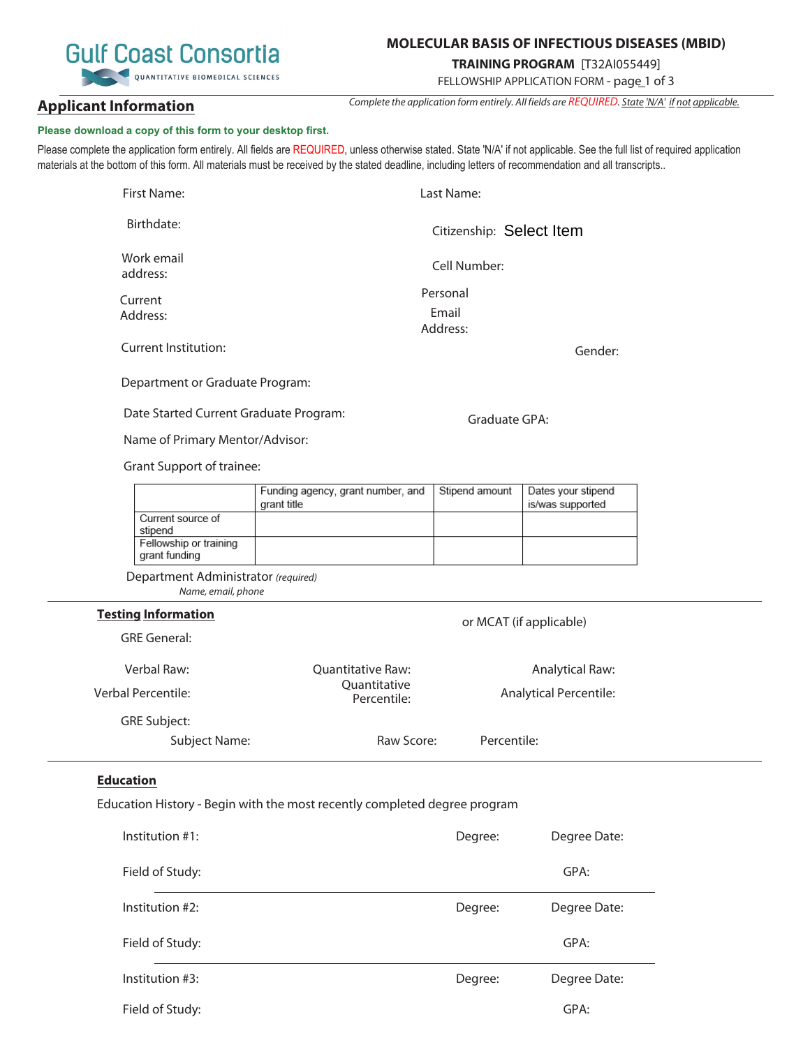Gulf Coast Consortia
QUANTITATIVE BIOMEDICAL SCIENCES

**MOLECULAR BASIS OF INFECTIOUS DISEASES (MBID)**

**TRAINING PROGRAM** [T32AI055449]

FELLOWSHIP APPLICATION FORM - page 1 of 3

## Applicant Information

*Complete the application form entirely. All fields are REQUIRED. State 'N/A' if not applicable.*

**Please download a copy of this form to your desktop first.**

Please complete the application form entirely. All fields are REQUIRED, unless otherwise stated. State 'N/A' if not applicable. See the full list of required application materials at the bottom of this form. All materials must be received by the stated deadline, including letters of recommendation and all transcripts..

First Name:

Last Name:

Birthdate:

Citizenship: Select Item

Work email address:

Cell Number:

Current Address:

Personal Email Address:

Current Institution:

Gender:

Department or Graduate Program:

Date Started Current Graduate Program:

Graduate GPA:

Name of Primary Mentor/Advisor:

Grant Support of trainee:

| | Funding agency, grant number, and grant title | Stipend amount | Dates your stipend is/was supported |
|---|---|---|---|
| Current source of stipend | | | |
| Fellowship or training grant funding | | | |

Department Administrator *(required)*
*Name, email, phone*

### Testing Information

GRE General: or MCAT (if applicable)

Verbal Raw: Quantitative Raw: Analytical Raw:

Verbal Percentile: Quantitative Percentile: Analytical Percentile:

GRE Subject:

Subject Name: Raw Score: Percentile:

### Education

Education History - Begin with the most recently completed degree program

Institution #1: Degree: Degree Date:

Field of Study: GPA:

Institution #2: Degree: Degree Date:

Field of Study: GPA:

Institution #3: Degree: Degree Date:

Field of Study: GPA: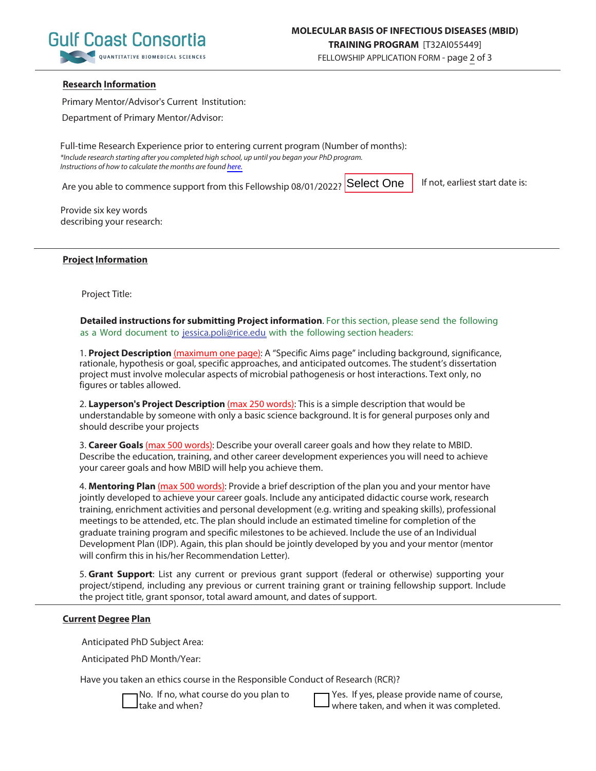## Research Information

Primary Mentor/Advisor's Current Institution:

Department of Primary Mentor/Advisor:

Full-time Research Experience prior to entering current program (Number of months):

*Include research starting after you completed high school, up until you began your PhD program.*
*Instructions of how to calculate the months are found here.*

Are you able to commence support from this Fellowship 08/01/2022? Select One If not, earliest start date is:

Provide six key words describing your research:

## Project Information

Project Title:

**Detailed instructions for submitting Project information**. For this section, please send the following as a Word document to jessica.poli@rice.edu with the following section headers:

1. **Project Description** (maximum one page): A "Specific Aims page" including background, significance, rationale, hypothesis or goal, specific approaches, and anticipated outcomes. The student's dissertation project must involve molecular aspects of microbial pathogenesis or host interactions. Text only, no figures or tables allowed.

2. **Layperson's Project Description** (max 250 words): This is a simple description that would be understandable by someone with only a basic science background. It is for general purposes only and should describe your projects

3. **Career Goals** (max 500 words): Describe your overall career goals and how they relate to MBID. Describe the education, training, and other career development experiences you will need to achieve your career goals and how MBID will help you achieve them.

4. **Mentoring Plan** (max 500 words): Provide a brief description of the plan you and your mentor have jointly developed to achieve your career goals. Include any anticipated didactic course work, research training, enrichment activities and personal development (e.g. writing and speaking skills), professional meetings to be attended, etc. The plan should include an estimated timeline for completion of the graduate training program and specific milestones to be achieved. Include the use of an Individual Development Plan (IDP). Again, this plan should be jointly developed by you and your mentor (mentor will confirm this in his/her Recommendation Letter).

5. **Grant Support**: List any current or previous grant support (federal or otherwise) supporting your project/stipend, including any previous or current training grant or training fellowship support. Include the project title, grant sponsor, total award amount, and dates of support.

## Current Degree Plan

Anticipated PhD Subject Area:

Anticipated PhD Month/Year:

Have you taken an ethics course in the Responsible Conduct of Research (RCR)?

☐ No. If no, what course do you plan to take and when?

☐ Yes. If yes, please provide name of course, where taken, and when it was completed.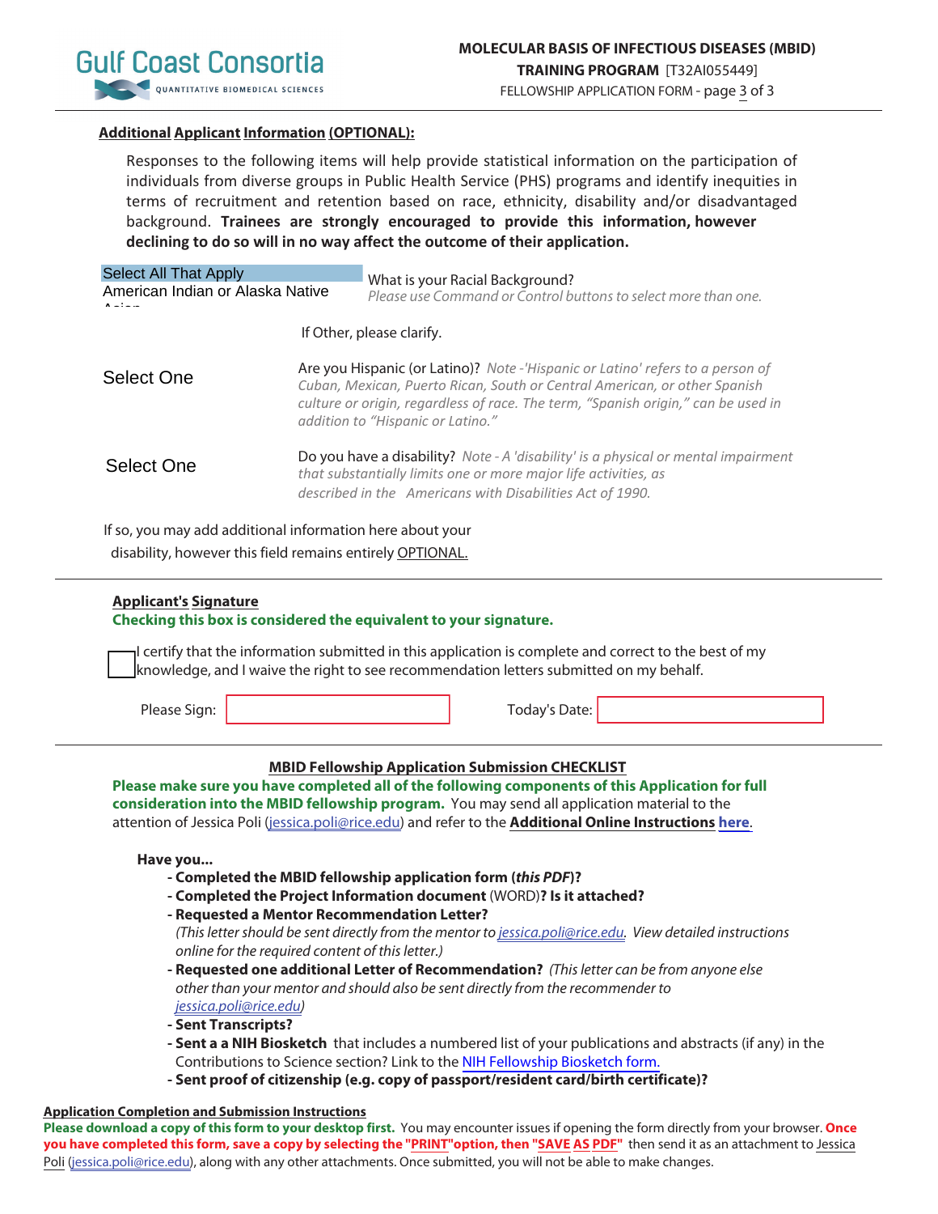**Additional Applicant Information (OPTIONAL):**

Responses to the following items will help provide statistical information on the participation of individuals from diverse groups in Public Health Service (PHS) programs and identify inequities in terms of recruitment and retention based on race, ethnicity, disability and/or disadvantaged background. **Trainees are strongly encouraged to provide this information, however declining to do so will in no way affect the outcome of their application.**

Select All That Apply
American Indian or Alaska Native
Asian

What is your Racial Background?
*Please use Command or Control buttons to select more than one.*

If Other, please clarify.

Select One

Are you Hispanic (or Latino)? *Note -'Hispanic or Latino' refers to a person of Cuban, Mexican, Puerto Rican, South or Central American, or other Spanish culture or origin, regardless of race. The term, "Spanish origin," can be used in addition to "Hispanic or Latino."*

Select One

Do you have a disability? *Note - A 'disability' is a physical or mental impairment that substantially limits one or more major life activities, as described in the Americans with Disabilities Act of 1990.*

If so, you may add additional information here about your disability, however this field remains entirely OPTIONAL.

---

**Applicant's Signature**

**Checking this box is considered the equivalent to your signature.**

☐ I certify that the information submitted in this application is complete and correct to the best of my knowledge, and I waive the right to see recommendation letters submitted on my behalf.

Please Sign: ____________ Today's Date: ____________

---

**MBID Fellowship Application Submission CHECKLIST**

**Please make sure you have completed all of the following components of this Application for full consideration into the MBID fellowship program.** You may send all application material to the attention of Jessica Poli (jessica.poli@rice.edu) and refer to the **Additional Online Instructions here**.

**Have you...**

- **Completed the MBID fellowship application form (*this PDF*)?**
- **Completed the Project Information document** (WORD)**? Is it attached?**
- **Requested a Mentor Recommendation Letter?** *(This letter should be sent directly from the mentor to jessica.poli@rice.edu. View detailed instructions online for the required content of this letter.)*
- **Requested one additional Letter of Recommendation?** *(This letter can be from anyone else other than your mentor and should also be sent directly from the recommender to jessica.poli@rice.edu)*
- **Sent Transcripts?**
- **Sent a a NIH Biosketch** that includes a numbered list of your publications and abstracts (if any) in the Contributions to Science section? Link to the NIH Fellowship Biosketch form.
- **Sent proof of citizenship (e.g. copy of passport/resident card/birth certificate)?**

**Application Completion and Submission Instructions**

**Please download a copy of this form to your desktop first.** You may encounter issues if opening the form directly from your browser. **Once you have completed this form, save a copy by selecting the "PRINT"option, then "SAVE AS PDF"** then send it as an attachment to Jessica Poli (jessica.poli@rice.edu), along with any other attachments. Once submitted, you will not be able to make changes.